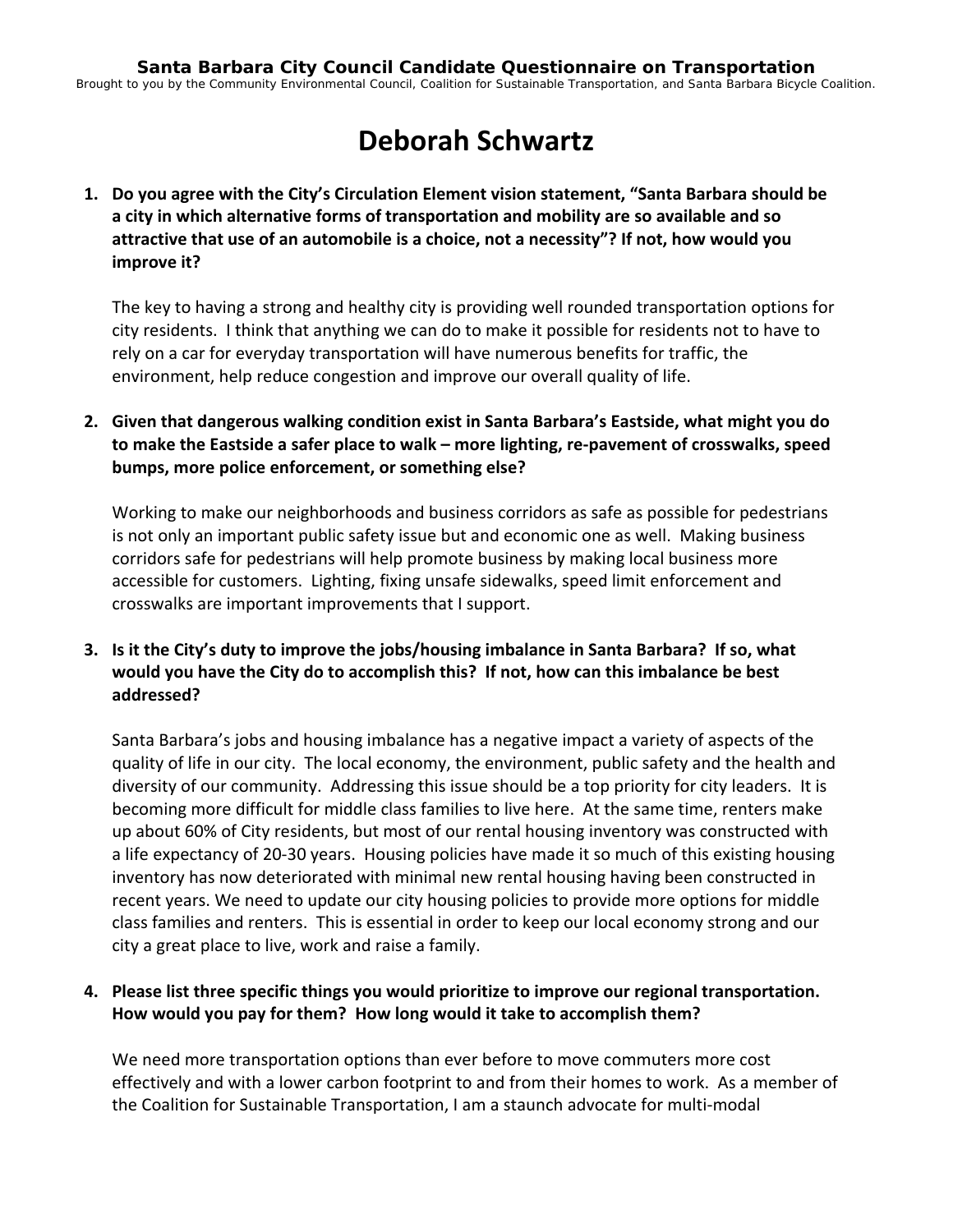**Santa Barbara City Council Candidate Questionnaire on Transportation**

*Brought to you by the Community Environmental Council, Coalition for Sustainable Transportation, and Santa Barbara Bicycle Coalition.*

# Deborah Schwartz

1. **Do you agree with the City's Circulation Element vision statement, "Santa Barbara should be a city in which alternative forms of transportation and mobility are so available and so attractive that use of an automobile is a choice, not a necessity"? If not, how would you improve it?**

   The key to having a strong and healthy city is providing well rounded transportation options for city residents. I think that anything we can do to make it possible for residents not to have to rely on a car for everyday transportation will have numerous benefits for traffic, the environment, help reduce congestion and improve our overall quality of life.

2. **Given that dangerous walking condition exist in Santa Barbara's Eastside, what might you do to make the Eastside a safer place to walk – more lighting, re-pavement of crosswalks, speed bumps, more police enforcement, or something else?**

   Working to make our neighborhoods and business corridors as safe as possible for pedestrians is not only an important public safety issue but and economic one as well. Making business corridors safe for pedestrians will help promote business by making local business more accessible for customers. Lighting, fixing unsafe sidewalks, speed limit enforcement and crosswalks are important improvements that I support.

3. **Is it the City's duty to improve the jobs/housing imbalance in Santa Barbara? If so, what would you have the City do to accomplish this? If not, how can this imbalance be best addressed?**

   Santa Barbara's jobs and housing imbalance has a negative impact a variety of aspects of the quality of life in our city. The local economy, the environment, public safety and the health and diversity of our community. Addressing this issue should be a top priority for city leaders. It is becoming more difficult for middle class families to live here. At the same time, renters make up about 60% of City residents, but most of our rental housing inventory was constructed with a life expectancy of 20-30 years. Housing policies have made it so much of this existing housing inventory has now deteriorated with minimal new rental housing having been constructed in recent years. We need to update our city housing policies to provide more options for middle class families and renters. This is essential in order to keep our local economy strong and our city a great place to live, work and raise a family.

4. **Please list three specific things you would prioritize to improve our regional transportation. How would you pay for them? How long would it take to accomplish them?**

   We need more transportation options than ever before to move commuters more cost effectively and with a lower carbon footprint to and from their homes to work. As a member of the Coalition for Sustainable Transportation, I am a staunch advocate for multi-modal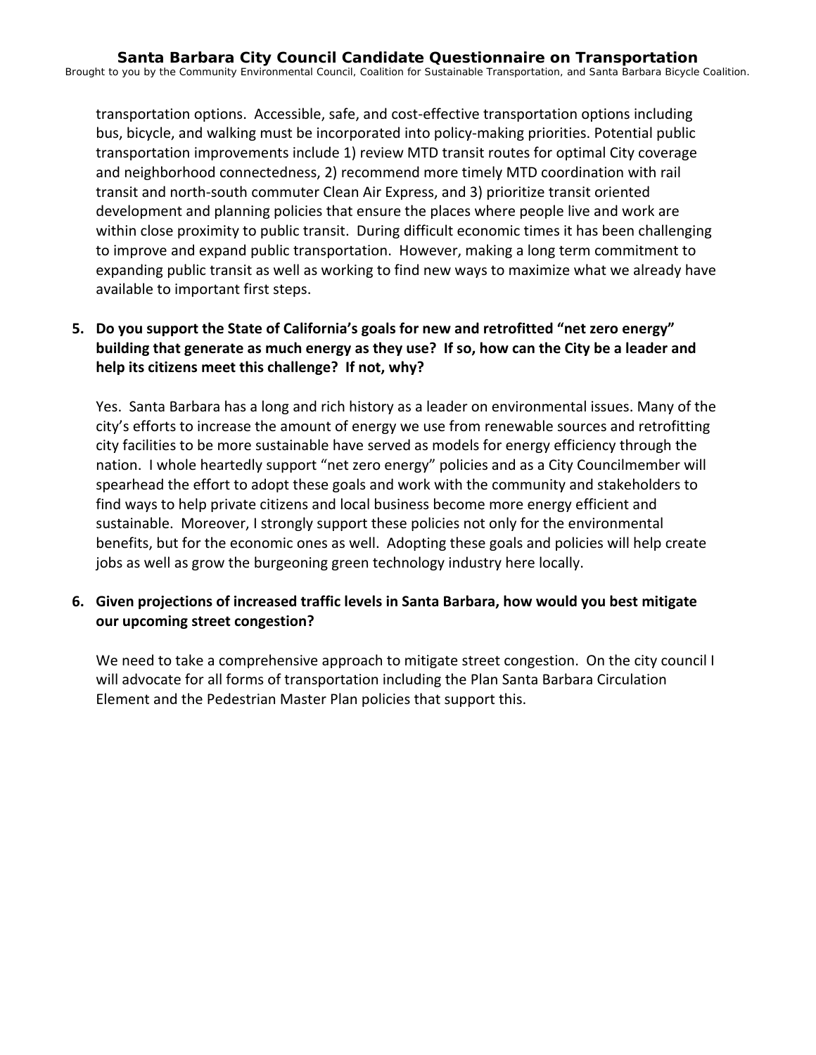transportation options. Accessible, safe, and cost-effective transportation options including bus, bicycle, and walking must be incorporated into policy-making priorities. Potential public transportation improvements include 1) review MTD transit routes for optimal City coverage and neighborhood connectedness, 2) recommend more timely MTD coordination with rail transit and north-south commuter Clean Air Express, and 3) prioritize transit oriented development and planning policies that ensure the places where people live and work are within close proximity to public transit. During difficult economic times it has been challenging to improve and expand public transportation. However, making a long term commitment to expanding public transit as well as working to find new ways to maximize what we already have available to important first steps.

5. **Do you support the State of California's goals for new and retrofitted "net zero energy" building that generate as much energy as they use? If so, how can the City be a leader and help its citizens meet this challenge? If not, why?**

   Yes. Santa Barbara has a long and rich history as a leader on environmental issues. Many of the city's efforts to increase the amount of energy we use from renewable sources and retrofitting city facilities to be more sustainable have served as models for energy efficiency through the nation. I whole heartedly support "net zero energy" policies and as a City Councilmember will spearhead the effort to adopt these goals and work with the community and stakeholders to find ways to help private citizens and local business become more energy efficient and sustainable. Moreover, I strongly support these policies not only for the environmental benefits, but for the economic ones as well. Adopting these goals and policies will help create jobs as well as grow the burgeoning green technology industry here locally.

6. **Given projections of increased traffic levels in Santa Barbara, how would you best mitigate our upcoming street congestion?**

   We need to take a comprehensive approach to mitigate street congestion. On the city council I will advocate for all forms of transportation including the Plan Santa Barbara Circulation Element and the Pedestrian Master Plan policies that support this.